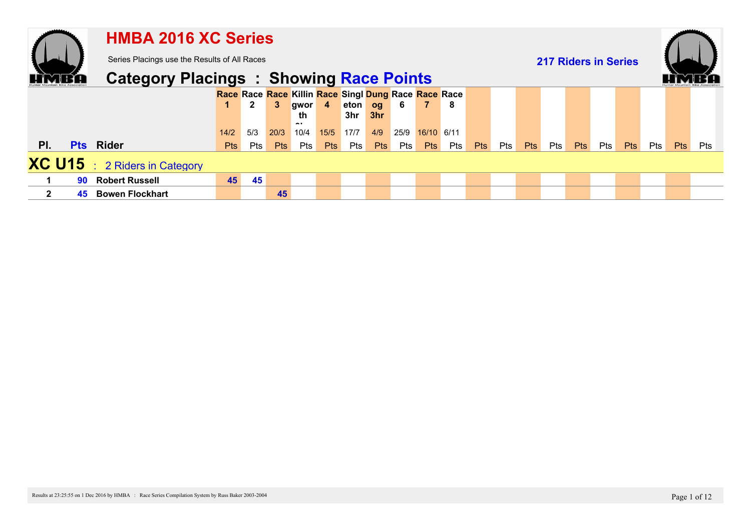# HMBA 2016 XC Series

Series Placings use the Results of All Races

**217 Riders in Series**

## Category Placings : Showing Race Points

| Pl. | Pts | Rider | Race 1 14/2 Pts | Race 2 5/3 Pts | Race 3 20/3 Pts | Killingworth 10/4 Pts | Race 4 15/5 Pts | Singleton 3hr 17/7 Pts | Dungog 3hr 4/9 Pts | Race 6 25/9 Pts | Race 7 16/10 Pts | Race 8 6/11 Pts | Pts | Pts | Pts | Pts | Pts | Pts | Pts | Pts | Pts | Pts |
|---|---|---|---|---|---|---|---|---|---|---|---|---|---|---|---|---|---|---|---|---|---|---|
| **XC U15** | | : 2 Riders in Category | | | | | | | | | | | | | | | | | | | | |
| 1 | 90 | **Robert Russell** | 45 | 45 | | | | | | | | | | | | | | | | | | |
| 2 | 45 | **Bowen Flockhart** | | | 45 | | | | | | | | | | | | | | | | | |

Results at 23:25:55 on 1 Dec 2016 by HMBA : Race Series Compilation System by Russ Baker 2003-2004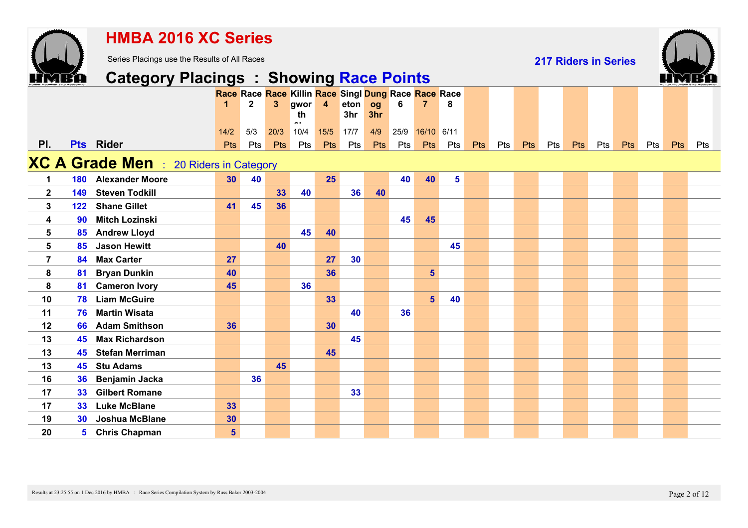# HMBA 2016 XC Series

Series Placings use the Results of All Races

**217 Riders in Series**

## Category Placings : Showing Race Points

| Pl. | Pts | Rider | Race 1 14/2 Pts | Race 2 5/3 Pts | Race 3 20/3 Pts | Killingworth 10/4 Pts | Race 4 15/5 Pts | Singleton 3hr 17/7 Pts | Dungog 3hr 4/9 Pts | Race 6 25/9 Pts | Race 7 16/10 Pts | Race 8 6/11 Pts | Pts | Pts | Pts | Pts | Pts | Pts | Pts | Pts | Pts | Pts |
|---|---|---|---|---|---|---|---|---|---|---|---|---|---|---|---|---|---|---|---|---|---|---|
| **XC A Grade Men** : 20 Riders in Category | | | | | | | | | | | | | | | | | | | | | | |
| 1 | 180 | Alexander Moore | 30 | 40 | | | 25 | | | 40 | 40 | 5 | | | | | | | | | | |
| 2 | 149 | Steven Todkill | | | 33 | 40 | | 36 | 40 | | | | | | | | | | | | | |
| 3 | 122 | Shane Gillet | 41 | 45 | 36 | | | | | | | | | | | | | | | | | |
| 4 | 90 | Mitch Lozinski | | | | | | | | 45 | 45 | | | | | | | | | | | |
| 5 | 85 | Andrew Lloyd | | | | 45 | 40 | | | | | | | | | | | | | | | |
| 5 | 85 | Jason Hewitt | | | 40 | | | | | | | 45 | | | | | | | | | | |
| 7 | 84 | Max Carter | 27 | | | | 27 | 30 | | | | | | | | | | | | | | |
| 8 | 81 | Bryan Dunkin | 40 | | | | 36 | | | | 5 | | | | | | | | | | | |
| 8 | 81 | Cameron Ivory | 45 | | | 36 | | | | | | | | | | | | | | | | |
| 10 | 78 | Liam McGuire | | | | | 33 | | | | 5 | 40 | | | | | | | | | | |
| 11 | 76 | Martin Wisata | | | | | | 40 | | 36 | | | | | | | | | | | | |
| 12 | 66 | Adam Smithson | 36 | | | | 30 | | | | | | | | | | | | | | | |
| 13 | 45 | Max Richardson | | | | | | 45 | | | | | | | | | | | | | | |
| 13 | 45 | Stefan Merriman | | | | | 45 | | | | | | | | | | | | | | | |
| 13 | 45 | Stu Adams | | | 45 | | | | | | | | | | | | | | | | | |
| 16 | 36 | Benjamin Jacka | | 36 | | | | | | | | | | | | | | | | | | |
| 17 | 33 | Gilbert Romane | | | | | | 33 | | | | | | | | | | | | | | |
| 17 | 33 | Luke McBlane | 33 | | | | | | | | | | | | | | | | | | | |
| 19 | 30 | Joshua McBlane | 30 | | | | | | | | | | | | | | | | | | | |
| 20 | 5 | Chris Chapman | 5 | | | | | | | | | | | | | | | | | | | |

Results at 23:25:55 on 1 Dec 2016 by HMBA : Race Series Compilation System by Russ Baker 2003-2004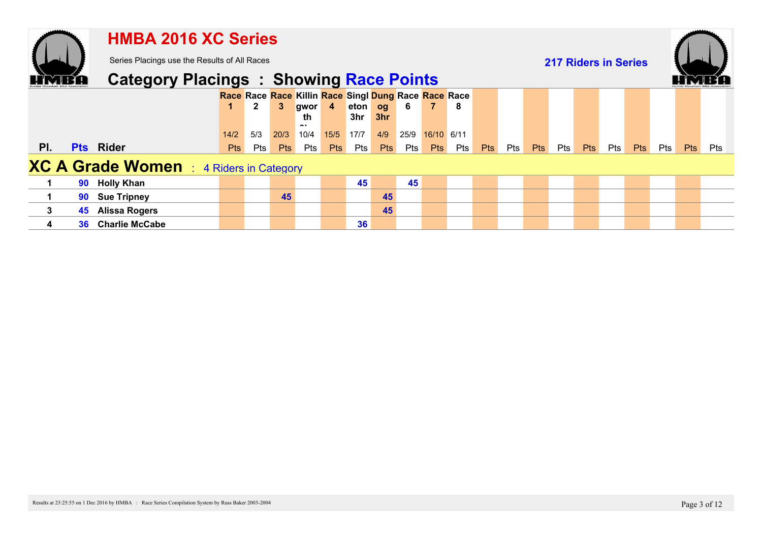# HMBA 2016 XC Series

Series Placings use the Results of All Races

**217 Riders in Series**

## Category Placings : Showing Race Points

| Pl. | Pts | Rider | Race 1 14/2 Pts | Race 2 5/3 Pts | Race 3 20/3 Pts | Killingworth 10/4 Pts | Race 4 15/5 Pts | Singleton 3hr 17/7 Pts | Dungog 3hr 4/9 Pts | Race 6 25/9 Pts | Race 7 16/10 Pts | Race 8 6/11 Pts | Pts | Pts | Pts | Pts | Pts | Pts | Pts | Pts | Pts | Pts |
|---|---|---|---|---|---|---|---|---|---|---|---|---|---|---|---|---|---|---|---|---|---|---|
| **XC A Grade Women** : 4 Riders in Category | | | | | | | | | | | | | | | | | | | | | | |
| 1 | 90 | Holly Khan | | | | | | 45 | | 45 | | | | | | | | | | | | |
| 1 | 90 | Sue Tripney | | | 45 | | | | 45 | | | | | | | | | | | | | |
| 3 | 45 | Alissa Rogers | | | | | | | 45 | | | | | | | | | | | | | |
| 4 | 36 | Charlie McCabe | | | | | | 36 | | | | | | | | | | | | | | |

Results at 23:25:55 on 1 Dec 2016 by HMBA : Race Series Compilation System by Russ Baker 2003-2004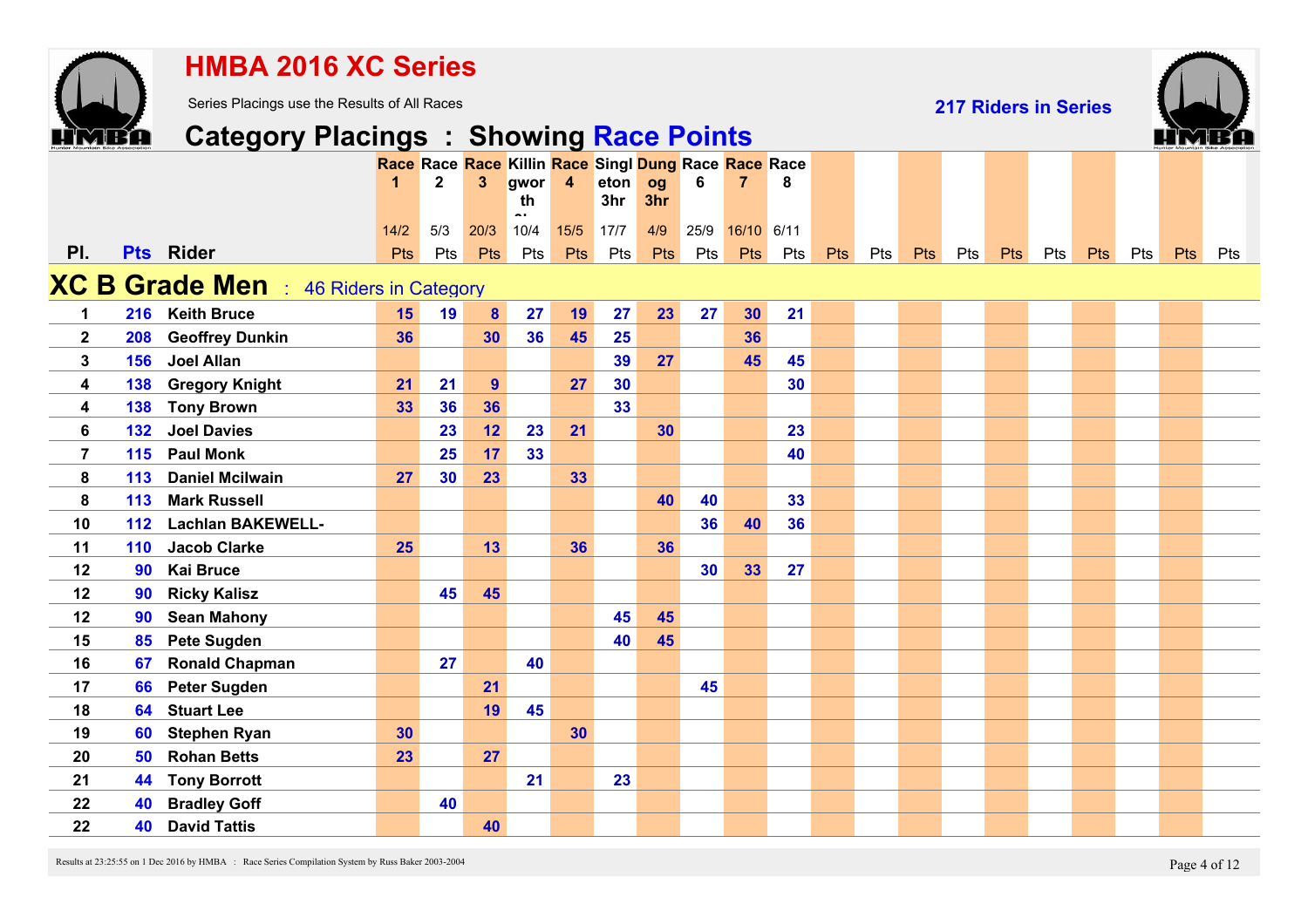# HMBA 2016 XC Series

Series Placings use the Results of All Races

**217 Riders in Series**

## Category Placings : Showing Race Points

| Pl. | Pts | Rider | Race 1 14/2 Pts | Race 2 5/3 Pts | Race 3 20/3 Pts | Killingworth 10/4 Pts | Race 4 15/5 Pts | Singleton 3hr 17/7 Pts | Dungog 3hr 4/9 Pts | Race 6 25/9 Pts | Race 7 16/10 Pts | Race 8 6/11 Pts | Pts | Pts | Pts | Pts | Pts | Pts | Pts | Pts | Pts | Pts |
|---|---|---|---|---|---|---|---|---|---|---|---|---|---|---|---|---|---|---|---|---|---|---|
| **XC B Grade Men** : 46 Riders in Category | | | | | | | | | | | | | | | | | | | | | | |
| 1 | 216 | Keith Bruce | 15 | 19 | 8 | 27 | 19 | 27 | 23 | 27 | 30 | 21 | | | | | | | | | | |
| 2 | 208 | Geoffrey Dunkin | 36 | | 30 | 36 | 45 | 25 | | | 36 | | | | | | | | | | | |
| 3 | 156 | Joel Allan | | | | | | 39 | 27 | | 45 | 45 | | | | | | | | | | |
| 4 | 138 | Gregory Knight | 21 | 21 | 9 | | 27 | 30 | | | | 30 | | | | | | | | | | |
| 4 | 138 | Tony Brown | 33 | 36 | 36 | | | 33 | | | | | | | | | | | | | | |
| 6 | 132 | Joel Davies | | 23 | 12 | 23 | 21 | | 30 | | | 23 | | | | | | | | | | |
| 7 | 115 | Paul Monk | | 25 | 17 | 33 | | | | | | 40 | | | | | | | | | | |
| 8 | 113 | Daniel Mcilwain | 27 | 30 | 23 | | 33 | | | | | | | | | | | | | | | |
| 8 | 113 | Mark Russell | | | | | | | 40 | 40 | | 33 | | | | | | | | | | |
| 10 | 112 | Lachlan BAKEWELL- | | | | | | | | 36 | 40 | 36 | | | | | | | | | | |
| 11 | 110 | Jacob Clarke | 25 | | 13 | | 36 | | 36 | | | | | | | | | | | | | |
| 12 | 90 | Kai Bruce | | | | | | | | 30 | 33 | 27 | | | | | | | | | | |
| 12 | 90 | Ricky Kalisz | | 45 | 45 | | | | | | | | | | | | | | | | | |
| 12 | 90 | Sean Mahony | | | | | | 45 | 45 | | | | | | | | | | | | | |
| 15 | 85 | Pete Sugden | | | | | | 40 | 45 | | | | | | | | | | | | | |
| 16 | 67 | Ronald Chapman | | 27 | | 40 | | | | | | | | | | | | | | | | |
| 17 | 66 | Peter Sugden | | | 21 | | | | | 45 | | | | | | | | | | | | |
| 18 | 64 | Stuart Lee | | | 19 | 45 | | | | | | | | | | | | | | | | |
| 19 | 60 | Stephen Ryan | 30 | | | | 30 | | | | | | | | | | | | | | | |
| 20 | 50 | Rohan Betts | 23 | | 27 | | | | | | | | | | | | | | | | | |
| 21 | 44 | Tony Borrott | | | | 21 | | 23 | | | | | | | | | | | | | | |
| 22 | 40 | Bradley Goff | | 40 | | | | | | | | | | | | | | | | | | |
| 22 | 40 | David Tattis | | | 40 | | | | | | | | | | | | | | | | | |

Results at 23:25:55 on 1 Dec 2016 by HMBA : Race Series Compilation System by Russ Baker 2003-2004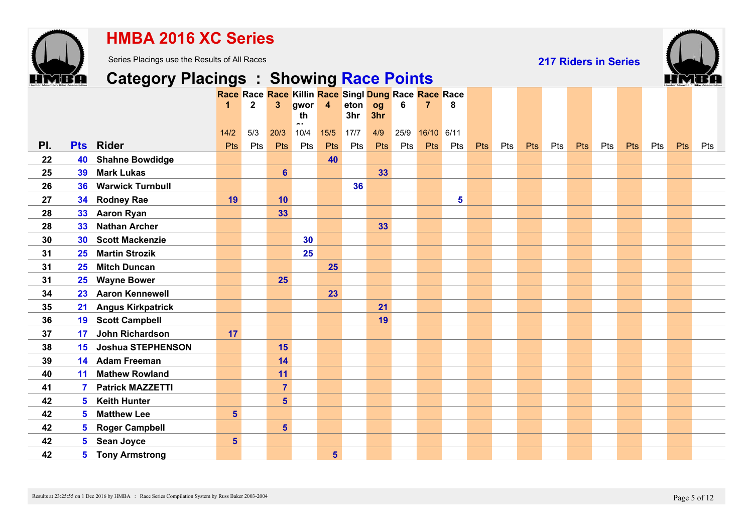# HMBA 2016 XC Series

Series Placings use the Results of All Races

217 Riders in Series

## Category Placings : Showing Race Points

| Pl. | Pts | Rider | Race 1 14/2 Pts | Race 2 5/3 Pts | Race 3 20/3 Pts | Killingworth 10/4 Pts | Race 4 15/5 Pts | Singleton 3hr 17/7 Pts | Dungog 3hr 4/9 Pts | Race 6 25/9 Pts | Race 7 16/10 Pts | Race 8 6/11 Pts | Pts | Pts | Pts | Pts | Pts | Pts | Pts | Pts | Pts | Pts |
|---|---|---|---|---|---|---|---|---|---|---|---|---|---|---|---|---|---|---|---|---|---|---|
| 22 | 40 | Shahne Bowdidge | | | | | 40 | | | | | | | | | | | | | | | |
| 25 | 39 | Mark Lukas | | | 6 | | | | 33 | | | | | | | | | | | | | |
| 26 | 36 | Warwick Turnbull | | | | | | 36 | | | | | | | | | | | | | | |
| 27 | 34 | Rodney Rae | 19 | | 10 | | | | | | | 5 | | | | | | | | | | |
| 28 | 33 | Aaron Ryan | | | 33 | | | | | | | | | | | | | | | | | |
| 28 | 33 | Nathan Archer | | | | | | | 33 | | | | | | | | | | | | | |
| 30 | 30 | Scott Mackenzie | | | | 30 | | | | | | | | | | | | | | | | |
| 31 | 25 | Martin Strozik | | | | 25 | | | | | | | | | | | | | | | | |
| 31 | 25 | Mitch Duncan | | | | | 25 | | | | | | | | | | | | | | | |
| 31 | 25 | Wayne Bower | | | 25 | | | | | | | | | | | | | | | | | |
| 34 | 23 | Aaron Kennewell | | | | | 23 | | | | | | | | | | | | | | | |
| 35 | 21 | Angus Kirkpatrick | | | | | | | 21 | | | | | | | | | | | | | |
| 36 | 19 | Scott Campbell | | | | | | | 19 | | | | | | | | | | | | | |
| 37 | 17 | John Richardson | 17 | | | | | | | | | | | | | | | | | | | |
| 38 | 15 | Joshua STEPHENSON | | | 15 | | | | | | | | | | | | | | | | | |
| 39 | 14 | Adam Freeman | | | 14 | | | | | | | | | | | | | | | | | |
| 40 | 11 | Mathew Rowland | | | 11 | | | | | | | | | | | | | | | | | |
| 41 | 7 | Patrick MAZZETTI | | | 7 | | | | | | | | | | | | | | | | | |
| 42 | 5 | Keith Hunter | | | 5 | | | | | | | | | | | | | | | | | |
| 42 | 5 | Matthew Lee | 5 | | | | | | | | | | | | | | | | | | | |
| 42 | 5 | Roger Campbell | | | 5 | | | | | | | | | | | | | | | | | |
| 42 | 5 | Sean Joyce | 5 | | | | | | | | | | | | | | | | | | | |
| 42 | 5 | Tony Armstrong | | | | | 5 | | | | | | | | | | | | | | | |

Results at 23:25:55 on 1 Dec 2016 by HMBA : Race Series Compilation System by Russ Baker 2003-2004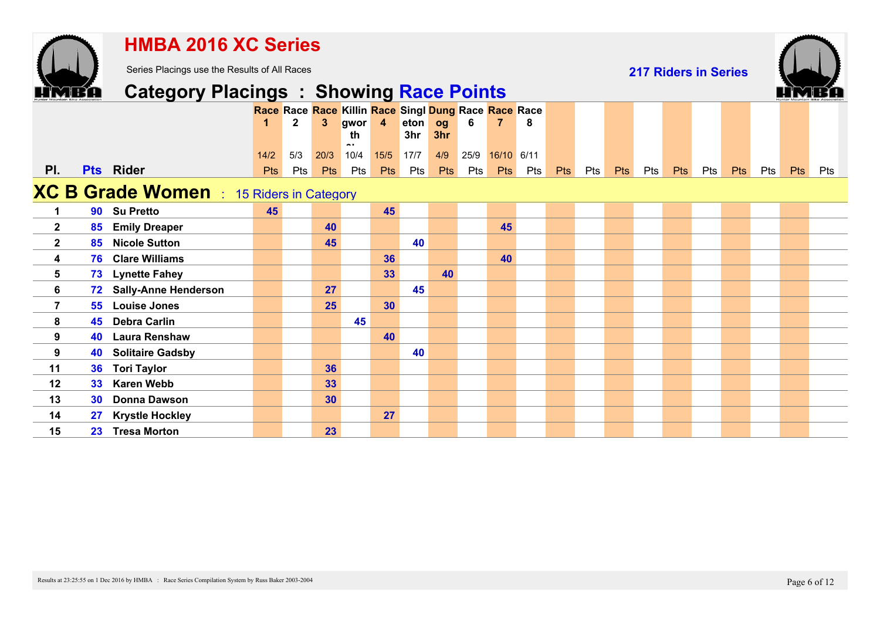# HMBA 2016 XC Series

Series Placings use the Results of All Races

**217 Riders in Series**

## Category Placings : Showing Race Points

| Pl. | Pts | Rider | Race 1 14/2 Pts | Race 2 5/3 Pts | Race 3 20/3 Pts | Killingworth 10/4 Pts | Race 4 15/5 Pts | Singleton 3hr 17/7 Pts | Dungog 3hr 4/9 Pts | Race 6 25/9 Pts | Race 7 16/10 Pts | Race 8 6/11 Pts | Pts | Pts | Pts | Pts | Pts | Pts | Pts | Pts | Pts | Pts |
|---|---|---|---|---|---|---|---|---|---|---|---|---|---|---|---|---|---|---|---|---|---|---|
| **XC B Grade Women** : 15 Riders in Category | | | | | | | | | | | | | | | | | | | | | | |
| 1 | 90 | Su Pretto | 45 | | | | 45 | | | | | | | | | | | | | | | |
| 2 | 85 | Emily Dreaper | | | 40 | | | | | | 45 | | | | | | | | | | | |
| 2 | 85 | Nicole Sutton | | | 45 | | | 40 | | | | | | | | | | | | | | |
| 4 | 76 | Clare Williams | | | | | 36 | | | | 40 | | | | | | | | | | | |
| 5 | 73 | Lynette Fahey | | | | | 33 | | 40 | | | | | | | | | | | | | |
| 6 | 72 | Sally-Anne Henderson | | | 27 | | | 45 | | | | | | | | | | | | | | |
| 7 | 55 | Louise Jones | | | 25 | | 30 | | | | | | | | | | | | | | | |
| 8 | 45 | Debra Carlin | | | | 45 | | | | | | | | | | | | | | | | |
| 9 | 40 | Laura Renshaw | | | | | 40 | | | | | | | | | | | | | | | |
| 9 | 40 | Solitaire Gadsby | | | | | | 40 | | | | | | | | | | | | | | |
| 11 | 36 | Tori Taylor | | | 36 | | | | | | | | | | | | | | | | | |
| 12 | 33 | Karen Webb | | | 33 | | | | | | | | | | | | | | | | | |
| 13 | 30 | Donna Dawson | | | 30 | | | | | | | | | | | | | | | | | |
| 14 | 27 | Krystle Hockley | | | | | 27 | | | | | | | | | | | | | | | |
| 15 | 23 | Tresa Morton | | | 23 | | | | | | | | | | | | | | | | | |

Results at 23:25:55 on 1 Dec 2016 by HMBA : Race Series Compilation System by Russ Baker 2003-2004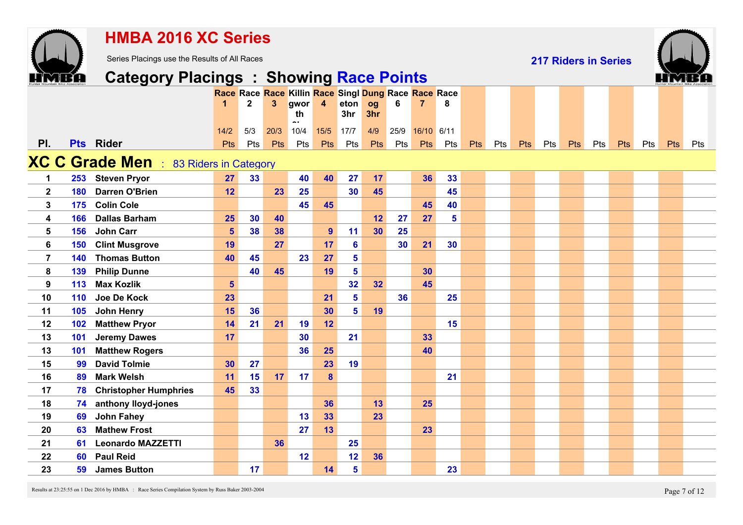# HMBA 2016 XC Series

Series Placings use the Results of All Races

217 Riders in Series

## Category Placings : Showing Race Points

| Pl. | Pts | Rider | Race 1 14/2 Pts | Race 2 5/3 Pts | Race 3 20/3 Pts | Killingworth 10/4 Pts | Race 4 15/5 Pts | Singleton 3hr 17/7 Pts | Dungog 3hr 4/9 Pts | Race 6 25/9 Pts | Race 7 16/10 Pts | Race 8 6/11 Pts | Pts | Pts | Pts | Pts | Pts | Pts | Pts | Pts | Pts | Pts |
|---|---|---|---|---|---|---|---|---|---|---|---|---|---|---|---|---|---|---|---|---|---|---|
| **XC C Grade Men** : 83 Riders in Category | | | | | | | | | | | | | | | | | | | | | | |
| 1 | 253 | Steven Pryor | 27 | 33 | | 40 | 40 | 27 | 17 | | 36 | 33 | | | | | | | | | | |
| 2 | 180 | Darren O'Brien | 12 | | 23 | 25 | | 30 | 45 | | | 45 | | | | | | | | | | |
| 3 | 175 | Colin Cole | | | | 45 | 45 | | | | 45 | 40 | | | | | | | | | | |
| 4 | 166 | Dallas Barham | 25 | 30 | 40 | | | | 12 | 27 | 27 | 5 | | | | | | | | | | |
| 5 | 156 | John Carr | 5 | 38 | 38 | | 9 | 11 | 30 | 25 | | | | | | | | | | | | |
| 6 | 150 | Clint Musgrove | 19 | | 27 | | 17 | 6 | | 30 | 21 | 30 | | | | | | | | | | |
| 7 | 140 | Thomas Button | 40 | 45 | | 23 | 27 | 5 | | | | | | | | | | | | | | |
| 8 | 139 | Philip Dunne | | 40 | 45 | | 19 | 5 | | | 30 | | | | | | | | | | | |
| 9 | 113 | Max Kozlik | 5 | | | | | 32 | 32 | | 45 | | | | | | | | | | | |
| 10 | 110 | Joe De Kock | 23 | | | | 21 | 5 | | 36 | | 25 | | | | | | | | | | |
| 11 | 105 | John Henry | 15 | 36 | | | 30 | 5 | 19 | | | | | | | | | | | | | |
| 12 | 102 | Matthew Pryor | 14 | 21 | 21 | 19 | 12 | | | | | 15 | | | | | | | | | | |
| 13 | 101 | Jeremy Dawes | 17 | | | 30 | | 21 | | | 33 | | | | | | | | | | | |
| 13 | 101 | Matthew Rogers | | | | 36 | 25 | | | | 40 | | | | | | | | | | | |
| 15 | 99 | David Tolmie | 30 | 27 | | | 23 | 19 | | | | | | | | | | | | | | |
| 16 | 89 | Mark Welsh | 11 | 15 | 17 | 17 | 8 | | | | | 21 | | | | | | | | | | |
| 17 | 78 | Christopher Humphries | 45 | 33 | | | | | | | | | | | | | | | | | | |
| 18 | 74 | anthony lloyd-jones | | | | | 36 | | 13 | | 25 | | | | | | | | | | | |
| 19 | 69 | John Fahey | | | | 13 | 33 | | 23 | | | | | | | | | | | | | |
| 20 | 63 | Mathew Frost | | | | 27 | 13 | | | | 23 | | | | | | | | | | | |
| 21 | 61 | Leonardo MAZZETTI | | | 36 | | | 25 | | | | | | | | | | | | | | |
| 22 | 60 | Paul Reid | | | | 12 | | 12 | 36 | | | | | | | | | | | | | |
| 23 | 59 | James Button | | 17 | | | 14 | 5 | | | | 23 | | | | | | | | | | |

Results at 23:25:55 on 1 Dec 2016 by HMBA : Race Series Compilation System by Russ Baker 2003-2004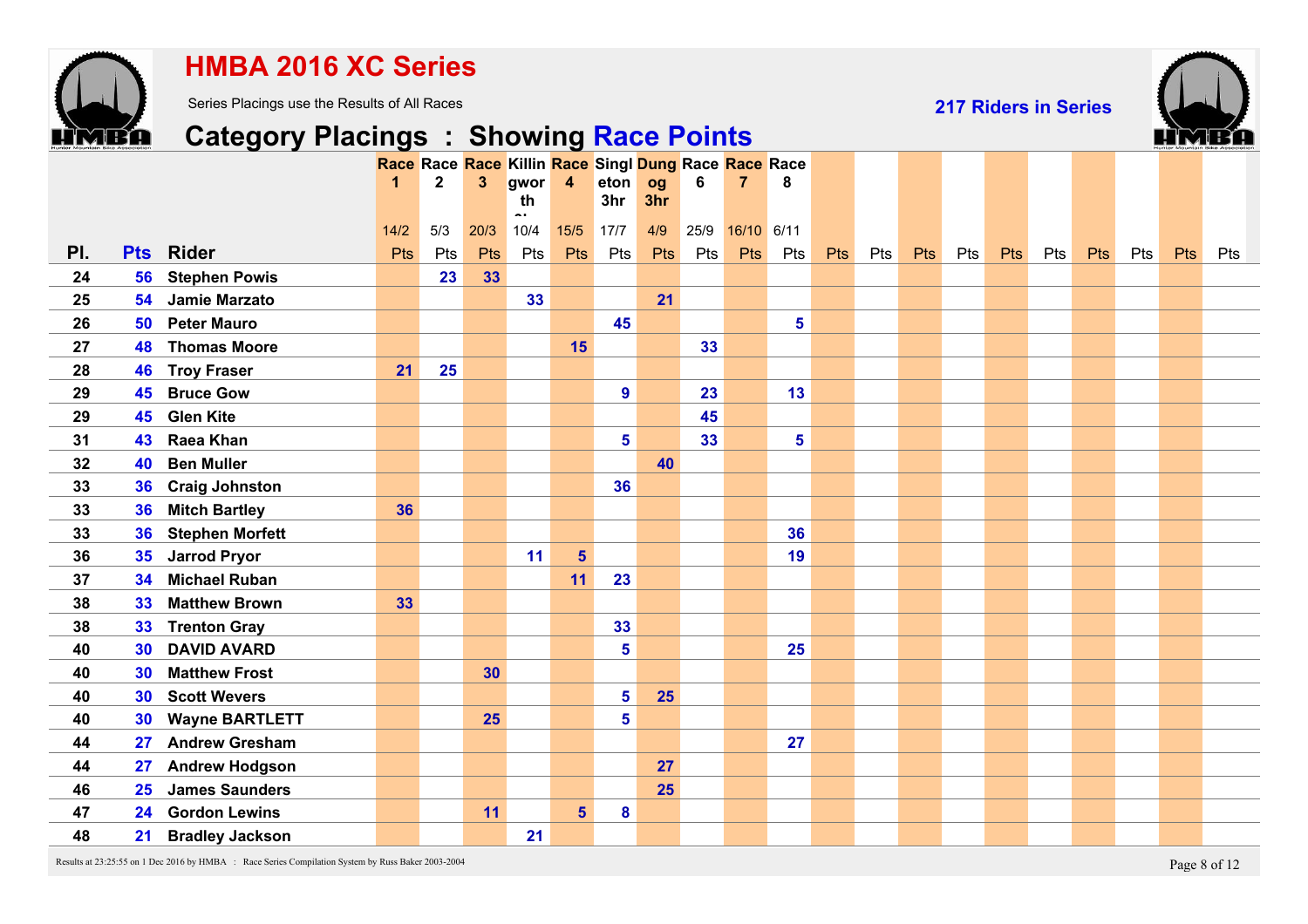# HMBA 2016 XC Series

Series Placings use the Results of All Races

**217 Riders in Series**

## Category Placings : Showing Race Points

| Pl. | Pts | Rider | Race 1 14/2 Pts | Race 2 5/3 Pts | Race 3 20/3 Pts | Killingworth 10/4 Pts | Race 4 15/5 Pts | Singleton 3hr 17/7 Pts | Dungog 3hr 4/9 Pts | Race 6 25/9 Pts | Race 7 16/10 Pts | Race 8 6/11 Pts | Pts | Pts | Pts | Pts | Pts | Pts | Pts | Pts | Pts | Pts |
|---|---|---|---|---|---|---|---|---|---|---|---|---|---|---|---|---|---|---|---|---|---|---|
| 24 | 56 | Stephen Powis | | 23 | 33 | | | | | | | | | | | | | | | | | |
| 25 | 54 | Jamie Marzato | | | | 33 | | | 21 | | | | | | | | | | | | | |
| 26 | 50 | Peter Mauro | | | | | | 45 | | | | 5 | | | | | | | | | | |
| 27 | 48 | Thomas Moore | | | | | 15 | | | 33 | | | | | | | | | | | | |
| 28 | 46 | Troy Fraser | 21 | 25 | | | | | | | | | | | | | | | | | | |
| 29 | 45 | Bruce Gow | | | | | | 9 | | 23 | | 13 | | | | | | | | | | |
| 29 | 45 | Glen Kite | | | | | | | | 45 | | | | | | | | | | | | |
| 31 | 43 | Raea Khan | | | | | | 5 | | 33 | | 5 | | | | | | | | | | |
| 32 | 40 | Ben Muller | | | | | | | 40 | | | | | | | | | | | | | |
| 33 | 36 | Craig Johnston | | | | | | 36 | | | | | | | | | | | | | | |
| 33 | 36 | Mitch Bartley | 36 | | | | | | | | | | | | | | | | | | | |
| 33 | 36 | Stephen Morfett | | | | | | | | | | 36 | | | | | | | | | | |
| 36 | 35 | Jarrod Pryor | | | | 11 | 5 | | | | | 19 | | | | | | | | | | |
| 37 | 34 | Michael Ruban | | | | | 11 | 23 | | | | | | | | | | | | | | |
| 38 | 33 | Matthew Brown | 33 | | | | | | | | | | | | | | | | | | | |
| 38 | 33 | Trenton Gray | | | | | | 33 | | | | | | | | | | | | | | |
| 40 | 30 | DAVID AVARD | | | | | | 5 | | | | 25 | | | | | | | | | | |
| 40 | 30 | Matthew Frost | | | 30 | | | | | | | | | | | | | | | | | |
| 40 | 30 | Scott Wevers | | | | | | 5 | 25 | | | | | | | | | | | | | |
| 40 | 30 | Wayne BARTLETT | | | 25 | | | 5 | | | | | | | | | | | | | | |
| 44 | 27 | Andrew Gresham | | | | | | | | | | 27 | | | | | | | | | | |
| 44 | 27 | Andrew Hodgson | | | | | | | 27 | | | | | | | | | | | | | |
| 46 | 25 | James Saunders | | | | | | | 25 | | | | | | | | | | | | | |
| 47 | 24 | Gordon Lewins | | | 11 | | 5 | 8 | | | | | | | | | | | | | | |
| 48 | 21 | Bradley Jackson | | | | 21 | | | | | | | | | | | | | | | | |

Results at 23:25:55 on 1 Dec 2016 by HMBA : Race Series Compilation System by Russ Baker 2003-2004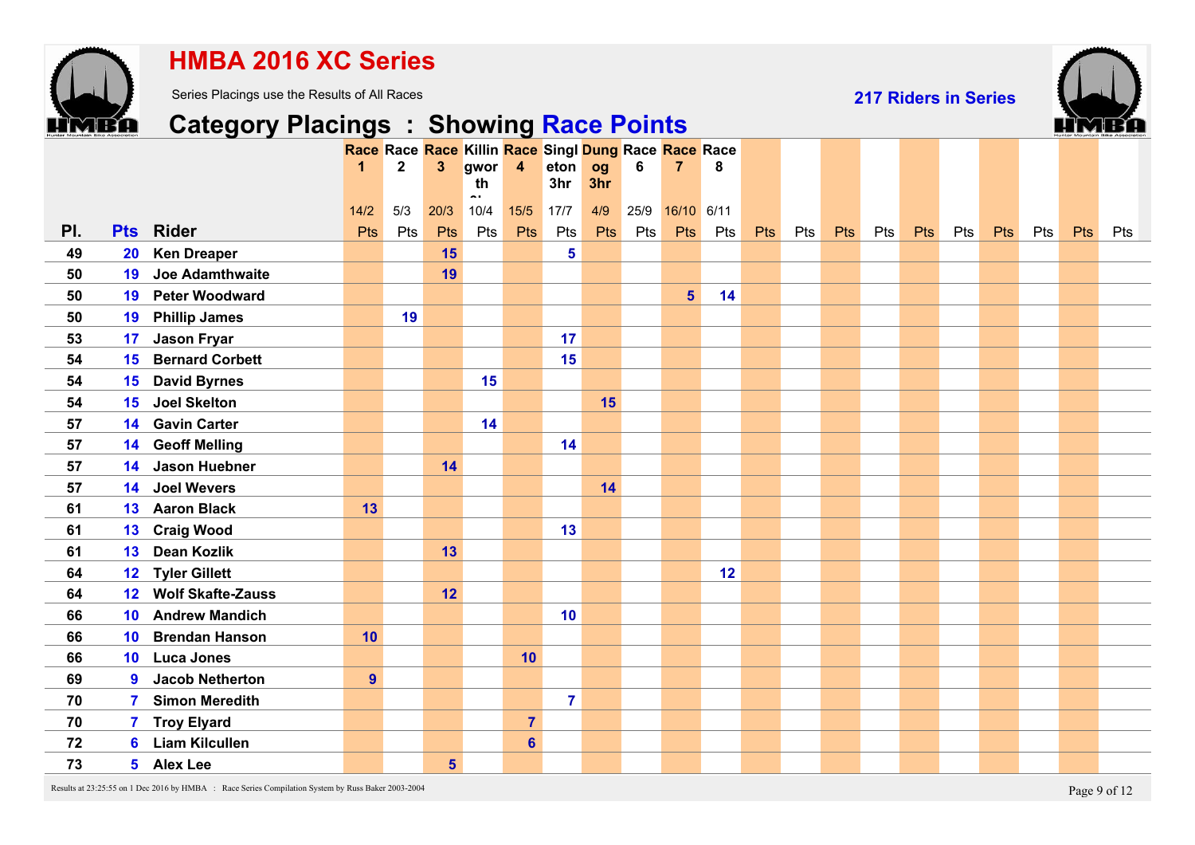# HMBA 2016 XC Series

Series Placings use the Results of All Races

**217 Riders in Series**

## Category Placings : Showing Race Points

| Pl. | Pts | Rider | Race 1 14/2 Pts | Race 2 5/3 Pts | Race 3 20/3 Pts | Killingworth 10/4 Pts | Race 4 15/5 Pts | Singleton 3hr 17/7 Pts | Dungog 3hr 4/9 Pts | Race 6 25/9 Pts | Race 7 16/10 Pts | Race 8 6/11 Pts | Pts | Pts | Pts | Pts | Pts | Pts | Pts | Pts | Pts | Pts |
|---|---|---|---|---|---|---|---|---|---|---|---|---|---|---|---|---|---|---|---|---|---|---|
| 49 | 20 | Ken Dreaper | | | 15 | | | 5 | | | | | | | | | | | | | | |
| 50 | 19 | Joe Adamthwaite | | | 19 | | | | | | | | | | | | | | | | | |
| 50 | 19 | Peter Woodward | | | | | | | | | 5 | 14 | | | | | | | | | | |
| 50 | 19 | Phillip James | | 19 | | | | | | | | | | | | | | | | | | |
| 53 | 17 | Jason Fryar | | | | | | 17 | | | | | | | | | | | | | | |
| 54 | 15 | Bernard Corbett | | | | | | 15 | | | | | | | | | | | | | | |
| 54 | 15 | David Byrnes | | | | 15 | | | | | | | | | | | | | | | | |
| 54 | 15 | Joel Skelton | | | | | | | 15 | | | | | | | | | | | | | |
| 57 | 14 | Gavin Carter | | | | 14 | | | | | | | | | | | | | | | | |
| 57 | 14 | Geoff Melling | | | | | | 14 | | | | | | | | | | | | | | |
| 57 | 14 | Jason Huebner | | | 14 | | | | | | | | | | | | | | | | | |
| 57 | 14 | Joel Wevers | | | | | | | 14 | | | | | | | | | | | | | |
| 61 | 13 | Aaron Black | 13 | | | | | | | | | | | | | | | | | | | |
| 61 | 13 | Craig Wood | | | | | | 13 | | | | | | | | | | | | | | |
| 61 | 13 | Dean Kozlik | | | 13 | | | | | | | | | | | | | | | | | |
| 64 | 12 | Tyler Gillett | | | | | | | | | | 12 | | | | | | | | | | |
| 64 | 12 | Wolf Skafte-Zauss | | | 12 | | | | | | | | | | | | | | | | | |
| 66 | 10 | Andrew Mandich | | | | | | 10 | | | | | | | | | | | | | | |
| 66 | 10 | Brendan Hanson | 10 | | | | | | | | | | | | | | | | | | | |
| 66 | 10 | Luca Jones | | | | | 10 | | | | | | | | | | | | | | | |
| 69 | 9 | Jacob Netherton | 9 | | | | | | | | | | | | | | | | | | | |
| 70 | 7 | Simon Meredith | | | | | | 7 | | | | | | | | | | | | | | |
| 70 | 7 | Troy Elyard | | | | | 7 | | | | | | | | | | | | | | | |
| 72 | 6 | Liam Kilcullen | | | | | 6 | | | | | | | | | | | | | | | |
| 73 | 5 | Alex Lee | | | 5 | | | | | | | | | | | | | | | | | |

Results at 23:25:55 on 1 Dec 2016 by HMBA : Race Series Compilation System by Russ Baker 2003-2004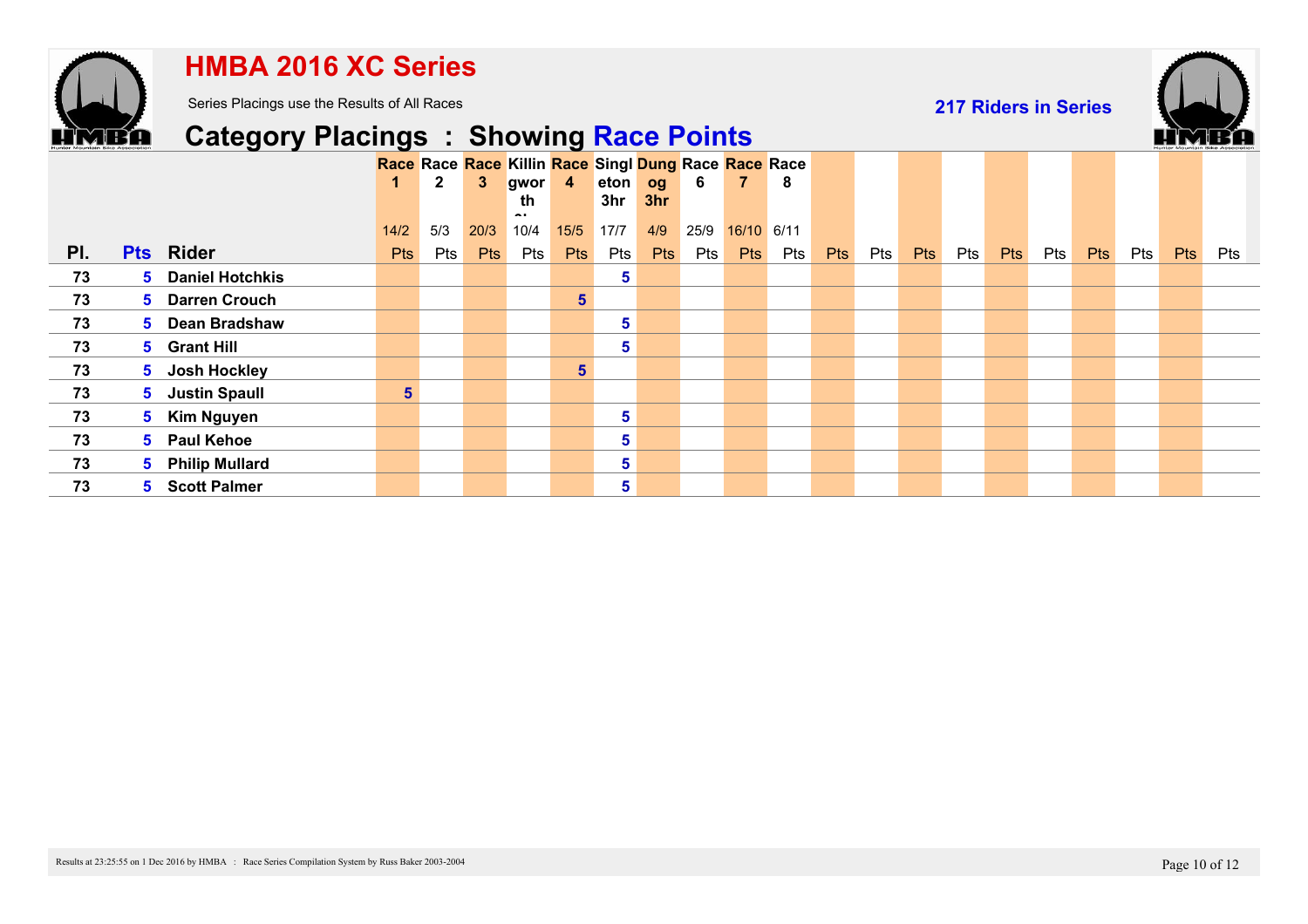# HMBA 2016 XC Series

Series Placings use the Results of All Races

**217 Riders in Series**

## Category Placings : Showing Race Points

| | | | Race 1 | Race 2 | Race 3 | Killingworth | Race 4 | Singleton 3hr | Dungog 3hr | Race 6 | Race 7 | Race 8 | | | | | | | | | | |
|---|---|---|---|---|---|---|---|---|---|---|---|---|---|---|---|---|---|---|---|---|---|---|
| | | | 14/2 | 5/3 | 20/3 | 10/4 | 15/5 | 17/7 | 4/9 | 25/9 | 16/10 | 6/11 | | | | | | | | | | |
| **Pl.** | **Pts** | **Rider** | Pts | Pts | Pts | Pts | Pts | Pts | Pts | Pts | Pts | Pts | Pts | Pts | Pts | Pts | Pts | Pts | Pts | Pts | Pts | Pts |
| 73 | 5 | Daniel Hotchkis | | | | | | 5 | | | | | | | | | | | | | | |
| 73 | 5 | Darren Crouch | | | | | 5 | | | | | | | | | | | | | | | |
| 73 | 5 | Dean Bradshaw | | | | | | 5 | | | | | | | | | | | | | | |
| 73 | 5 | Grant Hill | | | | | | 5 | | | | | | | | | | | | | | |
| 73 | 5 | Josh Hockley | | | | | 5 | | | | | | | | | | | | | | | |
| 73 | 5 | Justin Spaull | 5 | | | | | | | | | | | | | | | | | | | |
| 73 | 5 | Kim Nguyen | | | | | | 5 | | | | | | | | | | | | | | |
| 73 | 5 | Paul Kehoe | | | | | | 5 | | | | | | | | | | | | | | |
| 73 | 5 | Philip Mullard | | | | | | 5 | | | | | | | | | | | | | | |
| 73 | 5 | Scott Palmer | | | | | | 5 | | | | | | | | | | | | | | |

Results at 23:25:55 on 1 Dec 2016 by HMBA : Race Series Compilation System by Russ Baker 2003-2004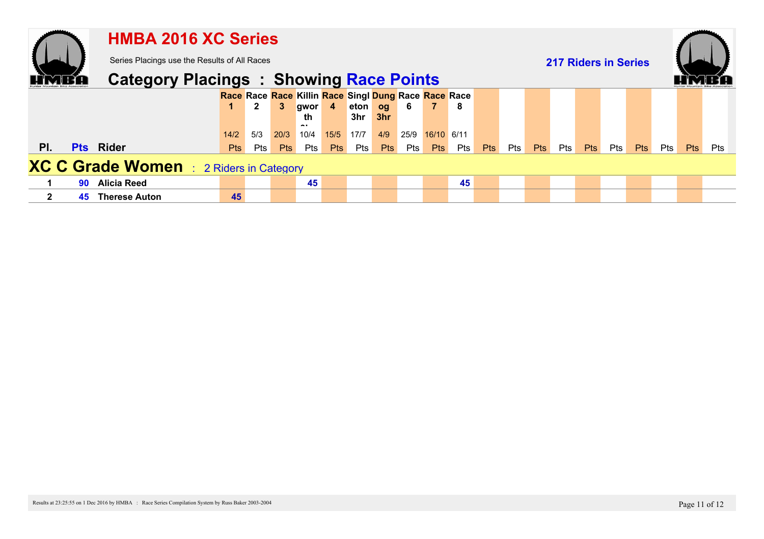# HMBA 2016 XC Series

Series Placings use the Results of All Races

**217 Riders in Series**

## Category Placings : Showing Race Points

| Pl. | Pts | Rider | Race 1 14/2 Pts | Race 2 5/3 Pts | Race 3 20/3 Pts | Killingworth 10/4 Pts | Race 4 15/5 Pts | Singleton 3hr 17/7 Pts | Dungog 3hr 4/9 Pts | Race 6 25/9 Pts | Race 7 16/10 Pts | Race 8 6/11 Pts | Pts | Pts | Pts | Pts | Pts | Pts | Pts | Pts | Pts | Pts |
|---|---|---|---|---|---|---|---|---|---|---|---|---|---|---|---|---|---|---|---|---|---|---|
| **XC C Grade Women** : 2 Riders in Category | | | | | | | | | | | | | | | | | | | | | | |
| 1 | 90 | Alicia Reed | | | | 45 | | | | | | 45 | | | | | | | | | | |
| 2 | 45 | Therese Auton | 45 | | | | | | | | | | | | | | | | | | | |

Results at 23:25:55 on 1 Dec 2016 by HMBA : Race Series Compilation System by Russ Baker 2003-2004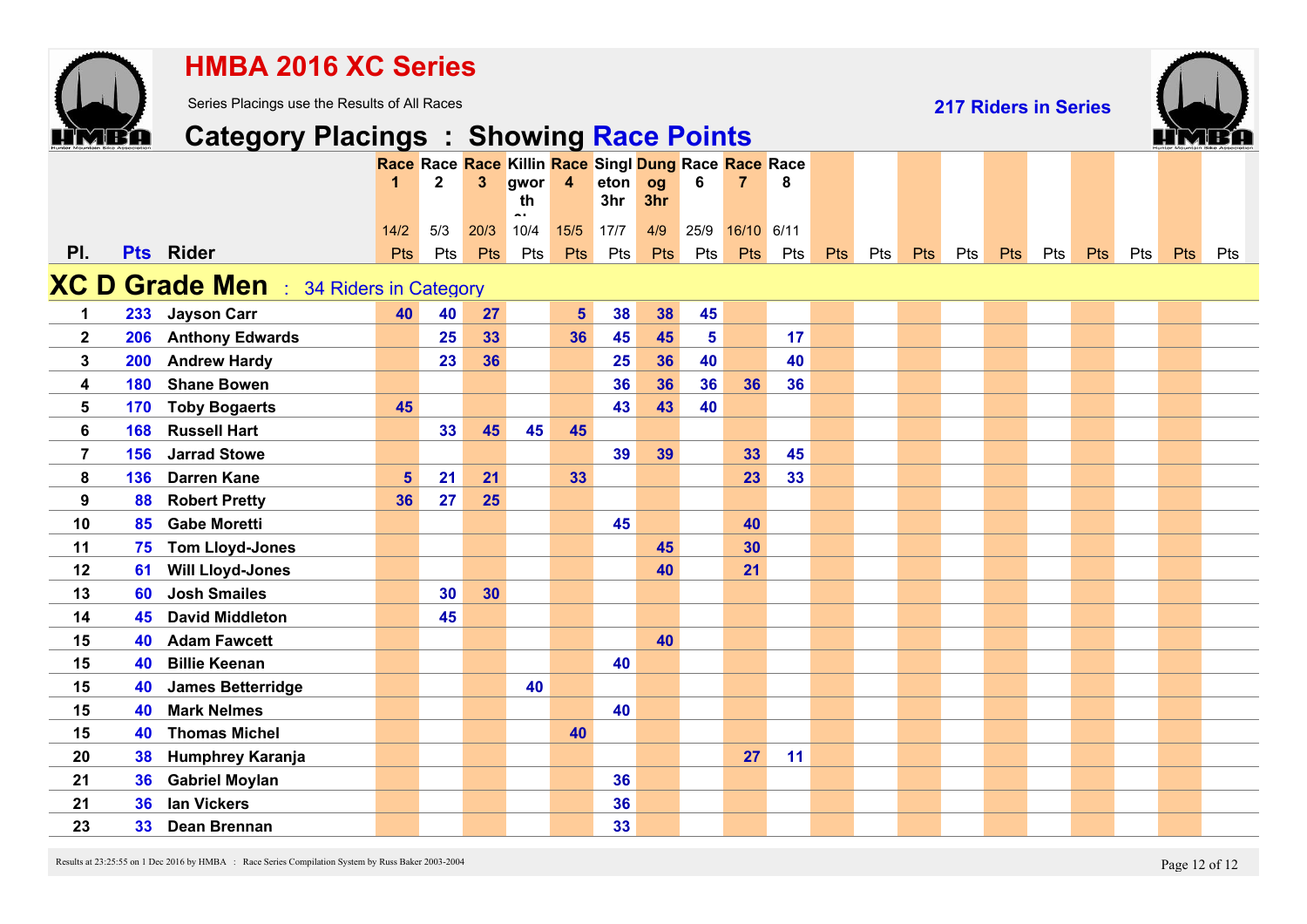# HMBA 2016 XC Series

Series Placings use the Results of All Races

217 Riders in Series

## Category Placings : Showing Race Points

| Pl. | Pts | Rider | Race 1 14/2 Pts | Race 2 5/3 Pts | Race 3 20/3 Pts | Killingworth 10/4 Pts | Race 4 15/5 Pts | Singleton 3hr 17/7 Pts | Dungog 3hr 4/9 Pts | Race 6 25/9 Pts | Race 7 16/10 Pts | Race 8 6/11 Pts | Pts | Pts | Pts | Pts | Pts | Pts | Pts | Pts | Pts | Pts |
|---|---|---|---|---|---|---|---|---|---|---|---|---|---|---|---|---|---|---|---|---|---|---|
| **XC D Grade Men** : 34 Riders in Category | | | | | | | | | | | | | | | | | | | | | | |
| 1 | 233 | Jayson Carr | 40 | 40 | 27 | | 5 | 38 | 38 | 45 | | | | | | | | | | | | |
| 2 | 206 | Anthony Edwards | | 25 | 33 | | 36 | 45 | 45 | 5 | | 17 | | | | | | | | | | |
| 3 | 200 | Andrew Hardy | | 23 | 36 | | | 25 | 36 | 40 | | 40 | | | | | | | | | | |
| 4 | 180 | Shane Bowen | | | | | | 36 | 36 | 36 | 36 | 36 | | | | | | | | | | |
| 5 | 170 | Toby Bogaerts | 45 | | | | | 43 | 43 | 40 | | | | | | | | | | | | |
| 6 | 168 | Russell Hart | | 33 | 45 | 45 | 45 | | | | | | | | | | | | | | | |
| 7 | 156 | Jarrad Stowe | | | | | | 39 | 39 | | 33 | 45 | | | | | | | | | | |
| 8 | 136 | Darren Kane | 5 | 21 | 21 | | 33 | | | | 23 | 33 | | | | | | | | | | |
| 9 | 88 | Robert Pretty | 36 | 27 | 25 | | | | | | | | | | | | | | | | | |
| 10 | 85 | Gabe Moretti | | | | | | 45 | | | 40 | | | | | | | | | | | |
| 11 | 75 | Tom Lloyd-Jones | | | | | | | 45 | | 30 | | | | | | | | | | | |
| 12 | 61 | Will Lloyd-Jones | | | | | | | 40 | | 21 | | | | | | | | | | | |
| 13 | 60 | Josh Smailes | | 30 | 30 | | | | | | | | | | | | | | | | | |
| 14 | 45 | David Middleton | | 45 | | | | | | | | | | | | | | | | | | |
| 15 | 40 | Adam Fawcett | | | | | | | 40 | | | | | | | | | | | | | |
| 15 | 40 | Billie Keenan | | | | | | 40 | | | | | | | | | | | | | | |
| 15 | 40 | James Betterridge | | | | 40 | | | | | | | | | | | | | | | | |
| 15 | 40 | Mark Nelmes | | | | | | 40 | | | | | | | | | | | | | | |
| 15 | 40 | Thomas Michel | | | | | 40 | | | | | | | | | | | | | | | |
| 20 | 38 | Humphrey Karanja | | | | | | | | | 27 | 11 | | | | | | | | | | |
| 21 | 36 | Gabriel Moylan | | | | | | 36 | | | | | | | | | | | | | | |
| 21 | 36 | Ian Vickers | | | | | | 36 | | | | | | | | | | | | | | |
| 23 | 33 | Dean Brennan | | | | | | 33 | | | | | | | | | | | | | | |

Results at 23:25:55 on 1 Dec 2016 by HMBA : Race Series Compilation System by Russ Baker 2003-2004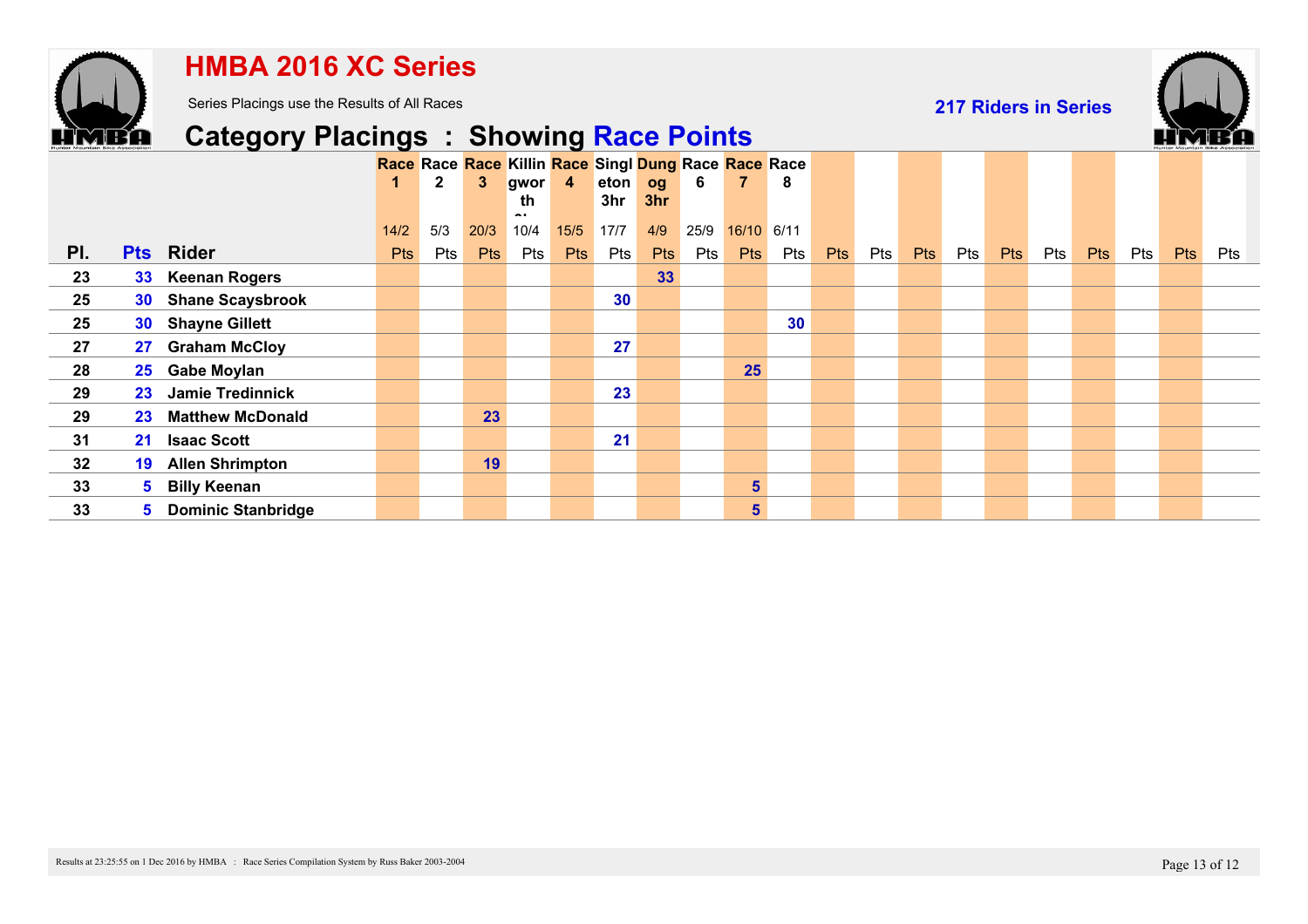# HMBA 2016 XC Series

Series Placings use the Results of All Races

**217 Riders in Series**

## Category Placings : Showing Race Points

| Pl. | Pts | Rider | Race 1 14/2 Pts | Race 2 5/3 Pts | Race 3 20/3 Pts | Killingworth 10/4 Pts | Race 4 15/5 Pts | Singleton 3hr 17/7 Pts | Dungog 3hr 4/9 Pts | Race 6 25/9 Pts | Race 7 16/10 Pts | Race 8 6/11 Pts | Pts | Pts | Pts | Pts | Pts | Pts | Pts | Pts | Pts | Pts |
|---|---|---|---|---|---|---|---|---|---|---|---|---|---|---|---|---|---|---|---|---|---|---|
| 23 | 33 | Keenan Rogers | | | | | | | 33 | | | | | | | | | | | | | |
| 25 | 30 | Shane Scaysbrook | | | | | | 30 | | | | | | | | | | | | | | |
| 25 | 30 | Shayne Gillett | | | | | | | | | | 30 | | | | | | | | | | |
| 27 | 27 | Graham McCloy | | | | | | 27 | | | | | | | | | | | | | | |
| 28 | 25 | Gabe Moylan | | | | | | | | | 25 | | | | | | | | | | | |
| 29 | 23 | Jamie Tredinnick | | | | | | 23 | | | | | | | | | | | | | | |
| 29 | 23 | Matthew McDonald | | | 23 | | | | | | | | | | | | | | | | | |
| 31 | 21 | Isaac Scott | | | | | | 21 | | | | | | | | | | | | | | |
| 32 | 19 | Allen Shrimpton | | | 19 | | | | | | | | | | | | | | | | | |
| 33 | 5 | Billy Keenan | | | | | | | | | 5 | | | | | | | | | | | |
| 33 | 5 | Dominic Stanbridge | | | | | | | | | 5 | | | | | | | | | | | |

Results at 23:25:55 on 1 Dec 2016 by HMBA : Race Series Compilation System by Russ Baker 2003-2004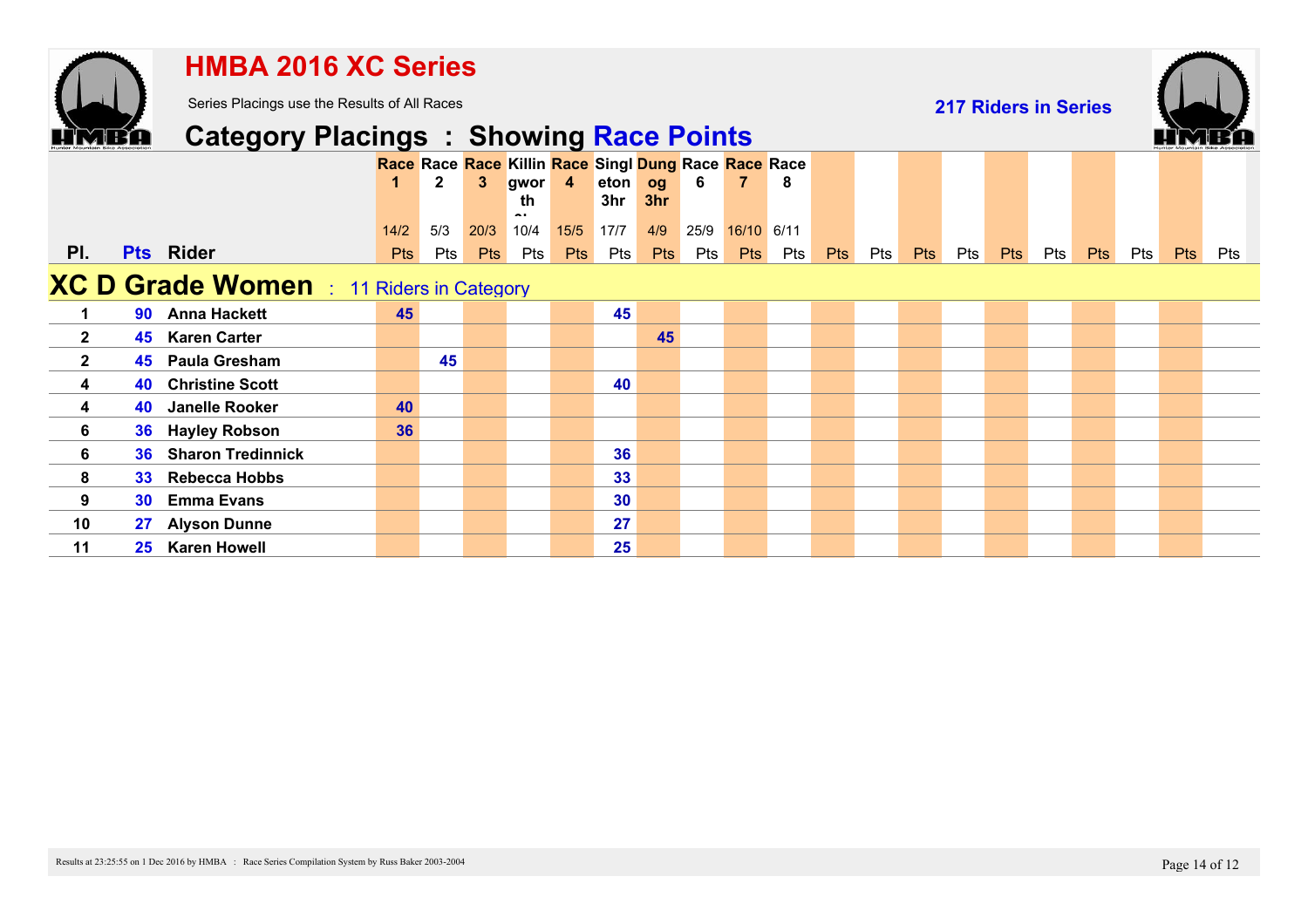# HMBA 2016 XC Series

Series Placings use the Results of All Races

**217 Riders in Series**

## Category Placings : Showing Race Points

| Pl. | Pts | Rider | Race 1 14/2 Pts | Race 2 5/3 Pts | Race 3 20/3 Pts | Killingworth 10/4 Pts | Race 4 15/5 Pts | Singleton 3hr 17/7 Pts | Dungog 3hr 4/9 Pts | Race 6 25/9 Pts | Race 7 16/10 Pts | Race 8 6/11 Pts | Pts | Pts | Pts | Pts | Pts | Pts | Pts | Pts | Pts | Pts |
|---|---|---|---|---|---|---|---|---|---|---|---|---|---|---|---|---|---|---|---|---|---|---|
| **XC D Grade Women** : 11 Riders in Category | | | | | | | | | | | | | | | | | | | | | | |
| 1 | 90 | Anna Hackett | 45 | | | | | 45 | | | | | | | | | | | | | | |
| 2 | 45 | Karen Carter | | | | | | | 45 | | | | | | | | | | | | | |
| 2 | 45 | Paula Gresham | | 45 | | | | | | | | | | | | | | | | | | |
| 4 | 40 | Christine Scott | | | | | | 40 | | | | | | | | | | | | | | |
| 4 | 40 | Janelle Rooker | 40 | | | | | | | | | | | | | | | | | | | |
| 6 | 36 | Hayley Robson | 36 | | | | | | | | | | | | | | | | | | | |
| 6 | 36 | Sharon Tredinnick | | | | | | 36 | | | | | | | | | | | | | | |
| 8 | 33 | Rebecca Hobbs | | | | | | 33 | | | | | | | | | | | | | | |
| 9 | 30 | Emma Evans | | | | | | 30 | | | | | | | | | | | | | | |
| 10 | 27 | Alyson Dunne | | | | | | 27 | | | | | | | | | | | | | | |
| 11 | 25 | Karen Howell | | | | | | 25 | | | | | | | | | | | | | | |

Results at 23:25:55 on 1 Dec 2016 by HMBA : Race Series Compilation System by Russ Baker 2003-2004